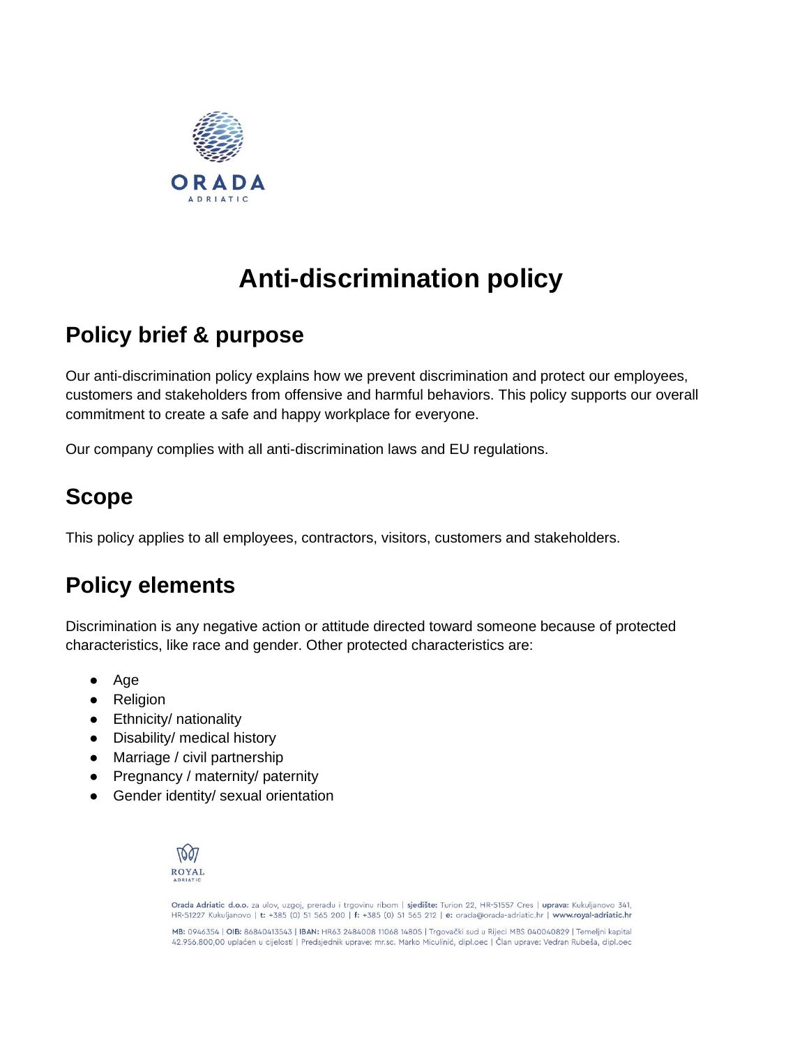# Anti-discrimination policy

## Policy brief & purpose

Our anti-discrimination policy explains how we prevent discrimination and protect our employees, customers and stakeholders from offensive and harmful behaviors. This policy supports our overall commitment to create a safe and happy workplace for everyone.

Our company complies with all anti-discrimination laws and EU regulations.

## Scope

This policy applies to all employees, contractors, visitors, customers and stakeholders.

## Policy elements

Discrimination is any negative action or attitude directed toward someone because of protected characteristics, like race and gender. Other protected characteristics are:

- Age
- Religion
- Ethnicity/ nationality
- Disability/ medical history
- Marriage / civil partnership
- Pregnancy / maternity/ paternity
- Gender identity/ sexual orientation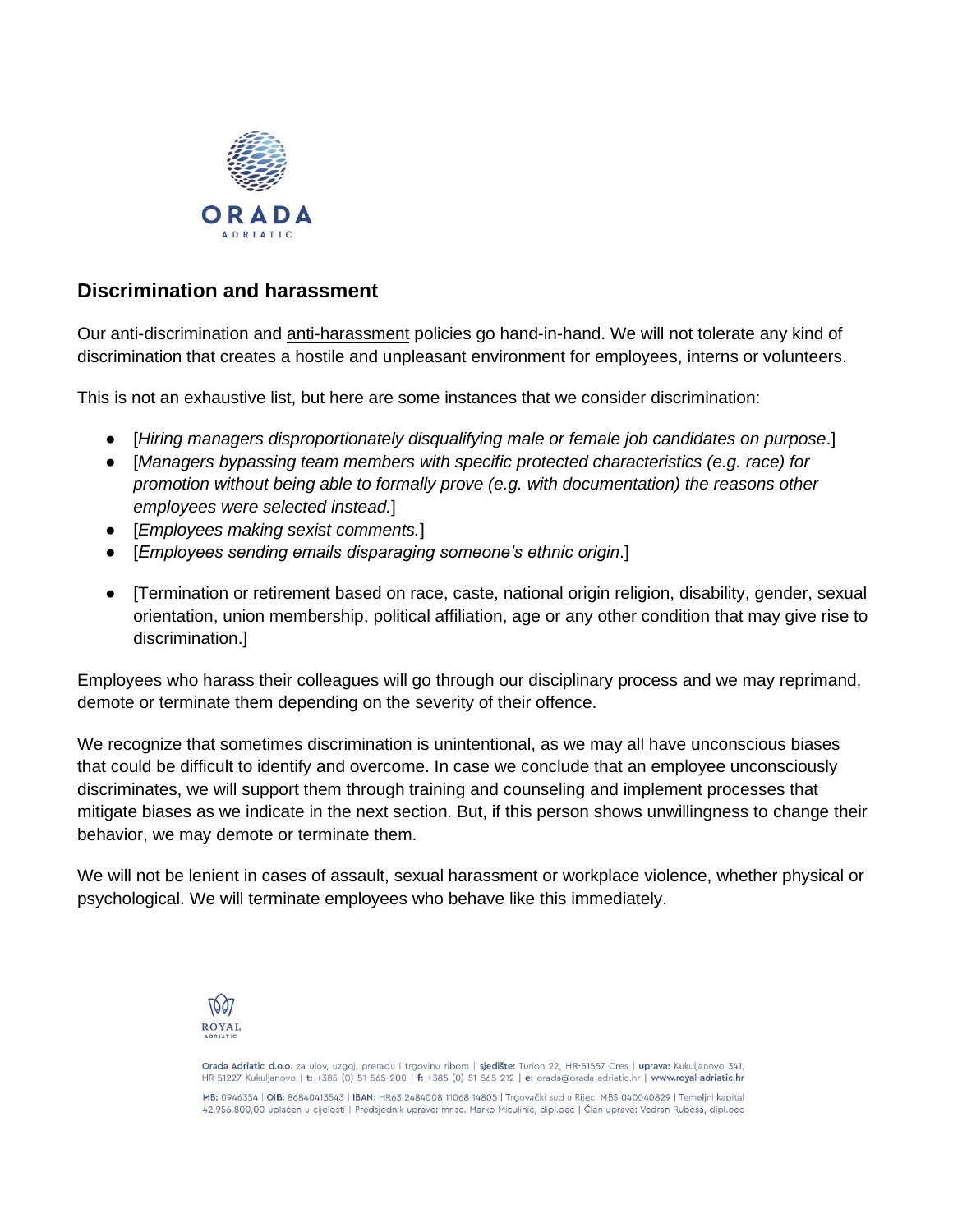## Discrimination and harassment

Our anti-discrimination and anti-harassment policies go hand-in-hand. We will not tolerate any kind of discrimination that creates a hostile and unpleasant environment for employees, interns or volunteers.

This is not an exhaustive list, but here are some instances that we consider discrimination:

- [*Hiring managers disproportionately disqualifying male or female job candidates on purpose*.]
- [*Managers bypassing team members with specific protected characteristics (e.g. race) for promotion without being able to formally prove (e.g. with documentation) the reasons other employees were selected instead.*]
- [*Employees making sexist comments.*]
- [*Employees sending emails disparaging someone's ethnic origin*.]
- [Termination or retirement based on race, caste, national origin religion, disability, gender, sexual orientation, union membership, political affiliation, age or any other condition that may give rise to discrimination.]

Employees who harass their colleagues will go through our disciplinary process and we may reprimand, demote or terminate them depending on the severity of their offence.

We recognize that sometimes discrimination is unintentional, as we may all have unconscious biases that could be difficult to identify and overcome. In case we conclude that an employee unconsciously discriminates, we will support them through training and counseling and implement processes that mitigate biases as we indicate in the next section. But, if this person shows unwillingness to change their behavior, we may demote or terminate them.

We will not be lenient in cases of assault, sexual harassment or workplace violence, whether physical or psychological. We will terminate employees who behave like this immediately.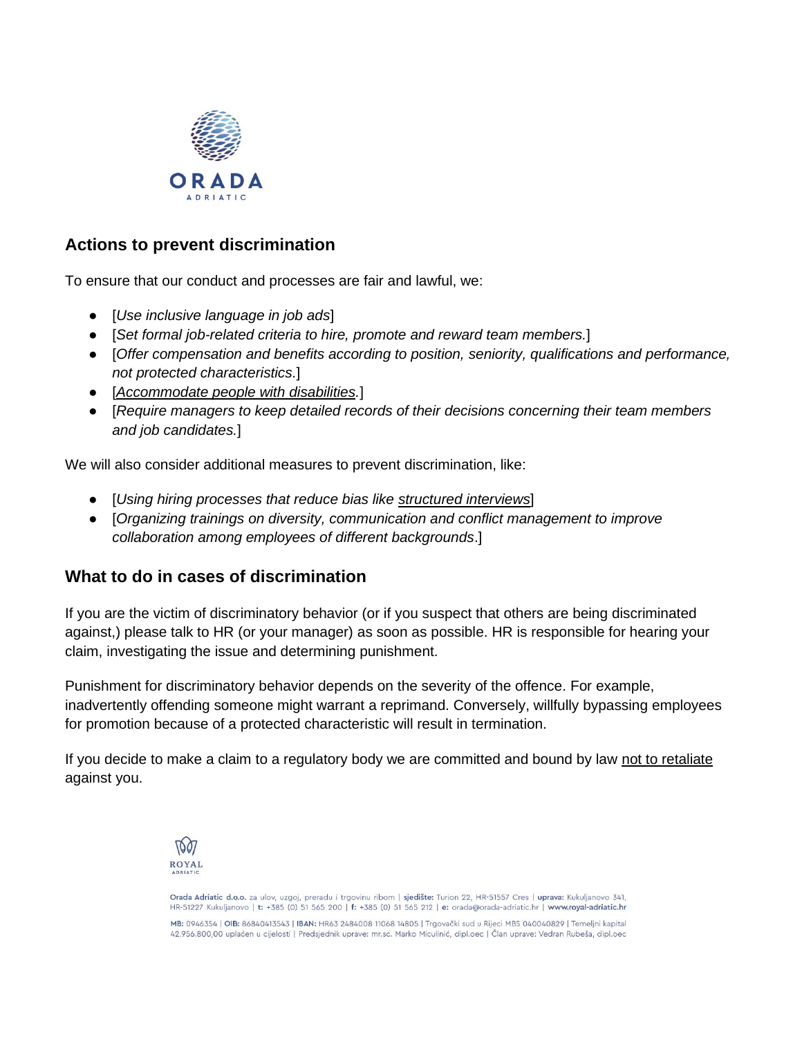## Actions to prevent discrimination

To ensure that our conduct and processes are fair and lawful, we:

- [*Use inclusive language in job ads*]
- [*Set formal job-related criteria to hire, promote and reward team members.*]
- [*Offer compensation and benefits according to position, seniority, qualifications and performance, not protected characteristics.*]
- [*Accommodate people with disabilities.*]
- [*Require managers to keep detailed records of their decisions concerning their team members and job candidates.*]

We will also consider additional measures to prevent discrimination, like:

- [*Using hiring processes that reduce bias like structured interviews*]
- [*Organizing trainings on diversity, communication and conflict management to improve collaboration among employees of different backgrounds*.]

## What to do in cases of discrimination

If you are the victim of discriminatory behavior (or if you suspect that others are being discriminated against,) please talk to HR (or your manager) as soon as possible. HR is responsible for hearing your claim, investigating the issue and determining punishment.

Punishment for discriminatory behavior depends on the severity of the offence. For example, inadvertently offending someone might warrant a reprimand. Conversely, willfully bypassing employees for promotion because of a protected characteristic will result in termination.

If you decide to make a claim to a regulatory body we are committed and bound by law not to retaliate against you.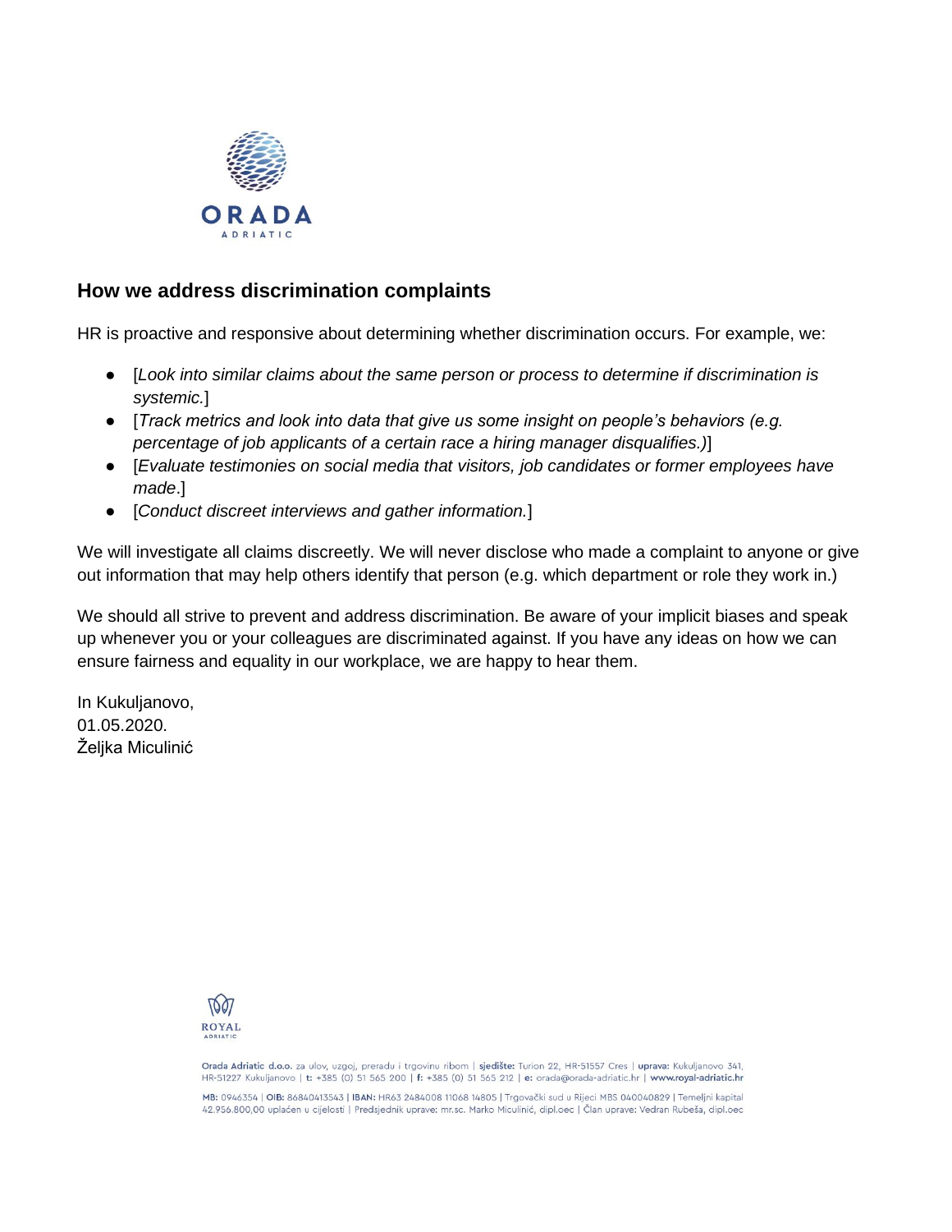## How we address discrimination complaints

HR is proactive and responsive about determining whether discrimination occurs. For example, we:

- [*Look into similar claims about the same person or process to determine if discrimination is systemic.*]
- [*Track metrics and look into data that give us some insight on people's behaviors (e.g. percentage of job applicants of a certain race a hiring manager disqualifies.)*]
- [*Evaluate testimonies on social media that visitors, job candidates or former employees have made*.]
- [*Conduct discreet interviews and gather information.*]

We will investigate all claims discreetly. We will never disclose who made a complaint to anyone or give out information that may help others identify that person (e.g. which department or role they work in.)

We should all strive to prevent and address discrimination. Be aware of your implicit biases and speak up whenever you or your colleagues are discriminated against. If you have any ideas on how we can ensure fairness and equality in our workplace, we are happy to hear them.

In Kukuljanovo,
01.05.2020.
Željka Miculinić